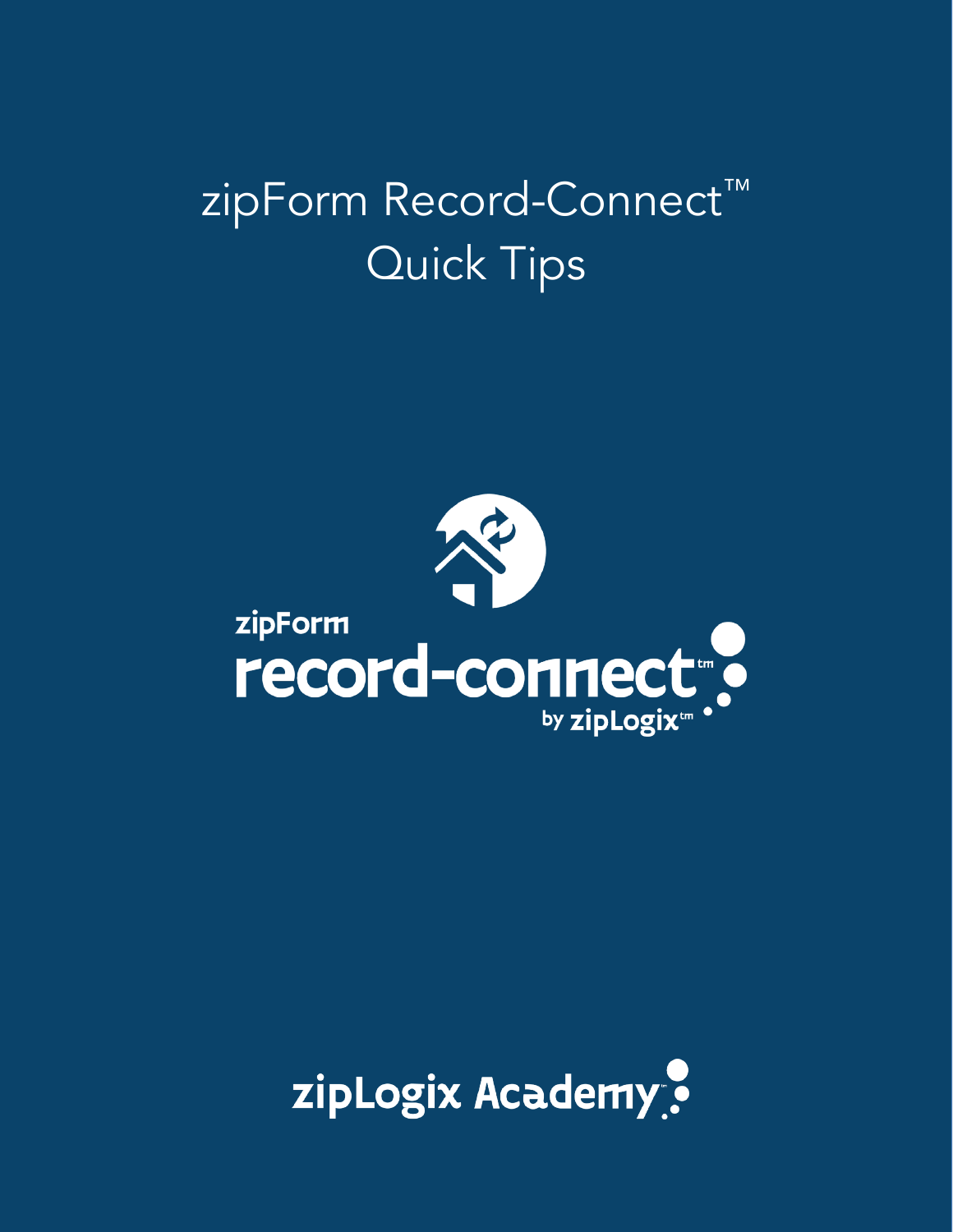# zipForm Record-Connect™ Quick Tips

zipForm

record-connect™

by zipLogix™

zipLogix Academy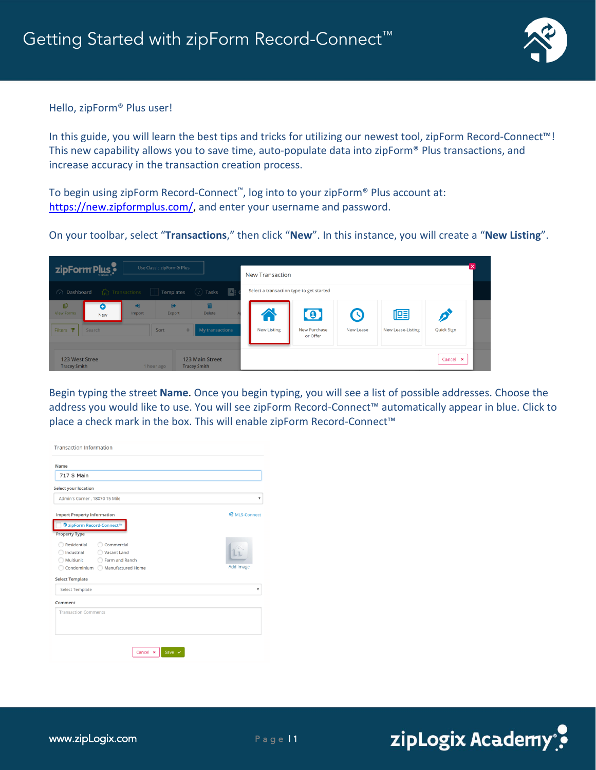# Getting Started with zipForm Record-Connect™

Hello, zipForm® Plus user!

In this guide, you will learn the best tips and tricks for utilizing our newest tool, zipForm Record-Connect™! This new capability allows you to save time, auto-populate data into zipForm® Plus transactions, and increase accuracy in the transaction creation process.

To begin using zipForm Record-Connect™, log into to your zipForm® Plus account at: https://new.zipformplus.com/, and enter your username and password.

On your toolbar, select "**Transactions**," then click "**New**". In this instance, you will create a "**New Listing**".

Begin typing the street **Name.** Once you begin typing, you will see a list of possible addresses. Choose the address you would like to use. You will see zipForm Record-Connect™ automatically appear in blue. Click to place a check mark in the box. This will enable zipForm Record-Connect™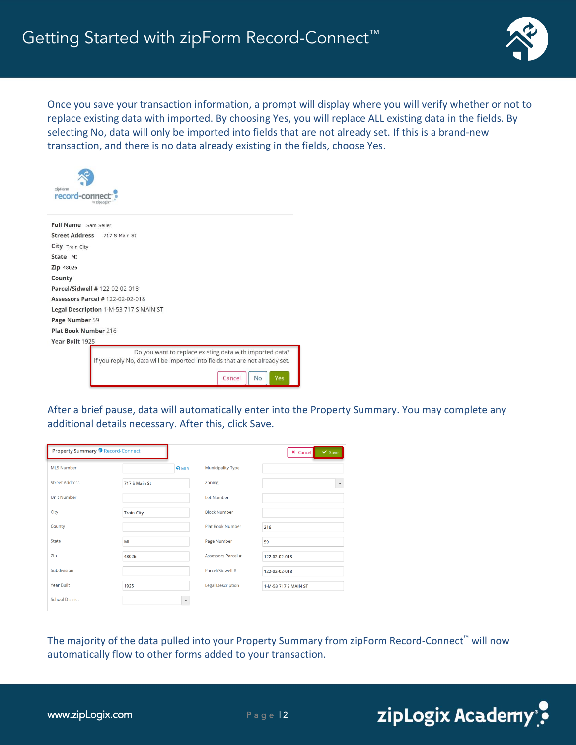Once you save your transaction information, a prompt will display where you will verify whether or not to replace existing data with imported. By choosing Yes, you will replace ALL existing data in the fields. By selecting No, data will only be imported into fields that are not already set. If this is a brand-new transaction, and there is no data already existing in the fields, choose Yes.

zipForm record-connect by zipLogix

**Full Name** Sam Seller
**Street Address** 717 S Main St
**City** Train City
**State** MI
**Zip** 48026
**County**
**Parcel/Sidwell #** 122-02-02-018
**Assessors Parcel #** 122-02-02-018
**Legal Description** 1-M-53 717 S MAIN ST
**Page Number** 59
**Plat Book Number** 216
**Year Built** 1925

Do you want to replace existing data with imported data?
If you reply No, data will be imported into fields that are not already set.

Cancel | No | Yes

After a brief pause, data will automatically enter into the Property Summary. You may complete any additional details necessary. After this, click Save.

Property Summary Record-Connect — Cancel | Save

| | | | |
|---|---|---|---|
| MLS Number | | Municipality Type | |
| Street Address | 717 S Main St | Zoning | |
| Unit Number | | Lot Number | |
| City | Train City | Block Number | |
| County | | Plat Book Number | 216 |
| State | MI | Page Number | 59 |
| Zip | 48026 | Assessors Parcel # | 122-02-02-018 |
| Subdivision | | Parcel/Sidwell # | 122-02-02-018 |
| Year Built | 1925 | Legal Description | 1-M-53 717 S MAIN ST |
| School District | | | |

The majority of the data pulled into your Property Summary from zipForm Record-Connect™ will now automatically flow to other forms added to your transaction.